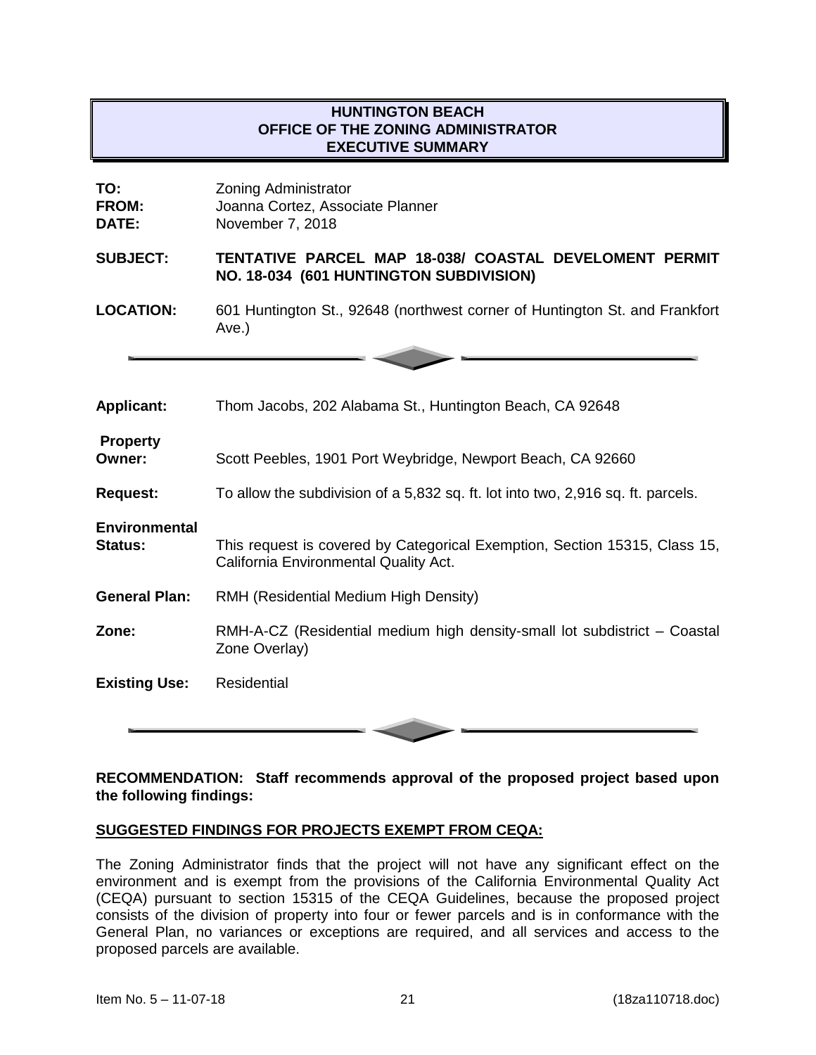# HUNTINGTON BEACH
# OFFICE OF THE ZONING ADMINISTRATOR
# EXECUTIVE SUMMARY

**TO:** Zoning Administrator
**FROM:** Joanna Cortez, Associate Planner
**DATE:** November 7, 2018

**SUBJECT:** **TENTATIVE PARCEL MAP 18-038/ COASTAL DEVELOMENT PERMIT NO. 18-034 (601 HUNTINGTON SUBDIVISION)**

**LOCATION:** 601 Huntington St., 92648 (northwest corner of Huntington St. and Frankfort Ave.)

---

**Applicant:** Thom Jacobs, 202 Alabama St., Huntington Beach, CA 92648

**Property Owner:** Scott Peebles, 1901 Port Weybridge, Newport Beach, CA 92660

**Request:** To allow the subdivision of a 5,832 sq. ft. lot into two, 2,916 sq. ft. parcels.

**Environmental Status:** This request is covered by Categorical Exemption, Section 15315, Class 15, California Environmental Quality Act.

**General Plan:** RMH (Residential Medium High Density)

**Zone:** RMH-A-CZ (Residential medium high density-small lot subdistrict – Coastal Zone Overlay)

**Existing Use:** Residential

---

**RECOMMENDATION: Staff recommends approval of the proposed project based upon the following findings:**

**SUGGESTED FINDINGS FOR PROJECTS EXEMPT FROM CEQA:**

The Zoning Administrator finds that the project will not have any significant effect on the environment and is exempt from the provisions of the California Environmental Quality Act (CEQA) pursuant to section 15315 of the CEQA Guidelines, because the proposed project consists of the division of property into four or fewer parcels and is in conformance with the General Plan, no variances or exceptions are required, and all services and access to the proposed parcels are available.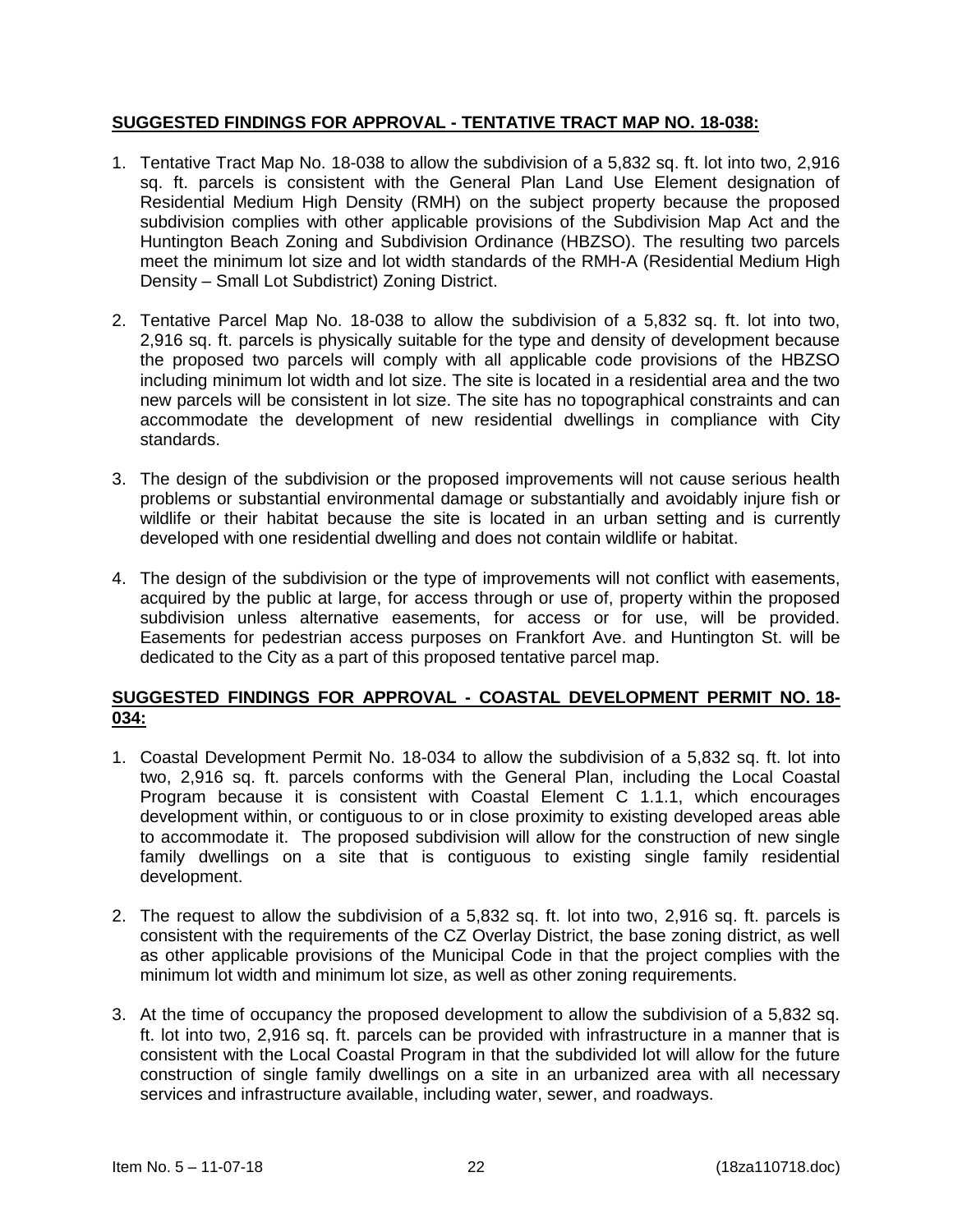**SUGGESTED FINDINGS FOR APPROVAL - TENTATIVE TRACT MAP NO. 18-038:**

1. Tentative Tract Map No. 18-038 to allow the subdivision of a 5,832 sq. ft. lot into two, 2,916 sq. ft. parcels is consistent with the General Plan Land Use Element designation of Residential Medium High Density (RMH) on the subject property because the proposed subdivision complies with other applicable provisions of the Subdivision Map Act and the Huntington Beach Zoning and Subdivision Ordinance (HBZSO). The resulting two parcels meet the minimum lot size and lot width standards of the RMH-A (Residential Medium High Density – Small Lot Subdistrict) Zoning District.

2. Tentative Parcel Map No. 18-038 to allow the subdivision of a 5,832 sq. ft. lot into two, 2,916 sq. ft. parcels is physically suitable for the type and density of development because the proposed two parcels will comply with all applicable code provisions of the HBZSO including minimum lot width and lot size. The site is located in a residential area and the two new parcels will be consistent in lot size. The site has no topographical constraints and can accommodate the development of new residential dwellings in compliance with City standards.

3. The design of the subdivision or the proposed improvements will not cause serious health problems or substantial environmental damage or substantially and avoidably injure fish or wildlife or their habitat because the site is located in an urban setting and is currently developed with one residential dwelling and does not contain wildlife or habitat.

4. The design of the subdivision or the type of improvements will not conflict with easements, acquired by the public at large, for access through or use of, property within the proposed subdivision unless alternative easements, for access or for use, will be provided. Easements for pedestrian access purposes on Frankfort Ave. and Huntington St. will be dedicated to the City as a part of this proposed tentative parcel map.

**SUGGESTED FINDINGS FOR APPROVAL - COASTAL DEVELOPMENT PERMIT NO. 18-034:**

1. Coastal Development Permit No. 18-034 to allow the subdivision of a 5,832 sq. ft. lot into two, 2,916 sq. ft. parcels conforms with the General Plan, including the Local Coastal Program because it is consistent with Coastal Element C 1.1.1, which encourages development within, or contiguous to or in close proximity to existing developed areas able to accommodate it. The proposed subdivision will allow for the construction of new single family dwellings on a site that is contiguous to existing single family residential development.

2. The request to allow the subdivision of a 5,832 sq. ft. lot into two, 2,916 sq. ft. parcels is consistent with the requirements of the CZ Overlay District, the base zoning district, as well as other applicable provisions of the Municipal Code in that the project complies with the minimum lot width and minimum lot size, as well as other zoning requirements.

3. At the time of occupancy the proposed development to allow the subdivision of a 5,832 sq. ft. lot into two, 2,916 sq. ft. parcels can be provided with infrastructure in a manner that is consistent with the Local Coastal Program in that the subdivided lot will allow for the future construction of single family dwellings on a site in an urbanized area with all necessary services and infrastructure available, including water, sewer, and roadways.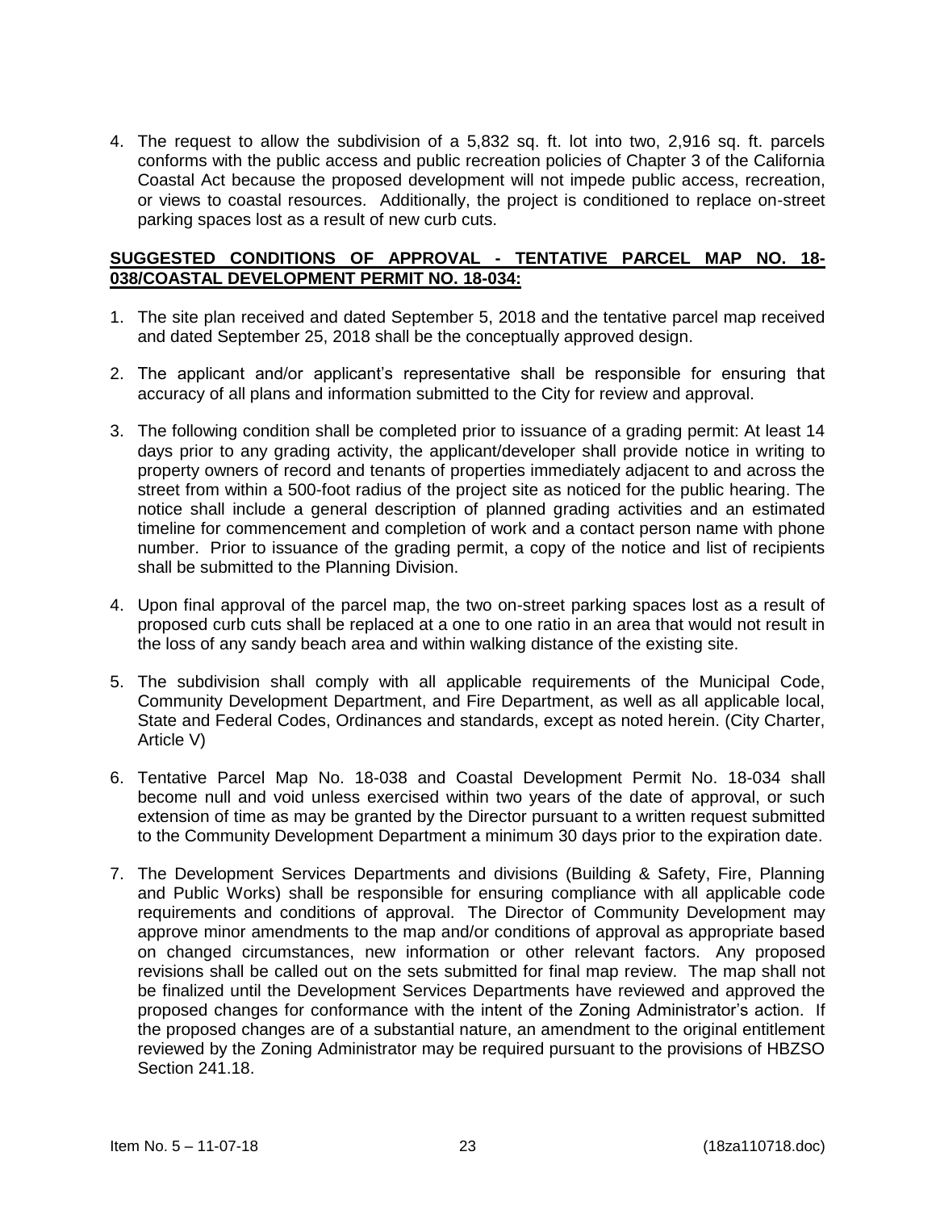4. The request to allow the subdivision of a 5,832 sq. ft. lot into two, 2,916 sq. ft. parcels conforms with the public access and public recreation policies of Chapter 3 of the California Coastal Act because the proposed development will not impede public access, recreation, or views to coastal resources. Additionally, the project is conditioned to replace on-street parking spaces lost as a result of new curb cuts.

**SUGGESTED CONDITIONS OF APPROVAL - TENTATIVE PARCEL MAP NO. 18-038/COASTAL DEVELOPMENT PERMIT NO. 18-034:**

1. The site plan received and dated September 5, 2018 and the tentative parcel map received and dated September 25, 2018 shall be the conceptually approved design.

2. The applicant and/or applicant's representative shall be responsible for ensuring that accuracy of all plans and information submitted to the City for review and approval.

3. The following condition shall be completed prior to issuance of a grading permit: At least 14 days prior to any grading activity, the applicant/developer shall provide notice in writing to property owners of record and tenants of properties immediately adjacent to and across the street from within a 500-foot radius of the project site as noticed for the public hearing. The notice shall include a general description of planned grading activities and an estimated timeline for commencement and completion of work and a contact person name with phone number. Prior to issuance of the grading permit, a copy of the notice and list of recipients shall be submitted to the Planning Division.

4. Upon final approval of the parcel map, the two on-street parking spaces lost as a result of proposed curb cuts shall be replaced at a one to one ratio in an area that would not result in the loss of any sandy beach area and within walking distance of the existing site.

5. The subdivision shall comply with all applicable requirements of the Municipal Code, Community Development Department, and Fire Department, as well as all applicable local, State and Federal Codes, Ordinances and standards, except as noted herein. (City Charter, Article V)

6. Tentative Parcel Map No. 18-038 and Coastal Development Permit No. 18-034 shall become null and void unless exercised within two years of the date of approval, or such extension of time as may be granted by the Director pursuant to a written request submitted to the Community Development Department a minimum 30 days prior to the expiration date.

7. The Development Services Departments and divisions (Building & Safety, Fire, Planning and Public Works) shall be responsible for ensuring compliance with all applicable code requirements and conditions of approval. The Director of Community Development may approve minor amendments to the map and/or conditions of approval as appropriate based on changed circumstances, new information or other relevant factors. Any proposed revisions shall be called out on the sets submitted for final map review. The map shall not be finalized until the Development Services Departments have reviewed and approved the proposed changes for conformance with the intent of the Zoning Administrator's action. If the proposed changes are of a substantial nature, an amendment to the original entitlement reviewed by the Zoning Administrator may be required pursuant to the provisions of HBZSO Section 241.18.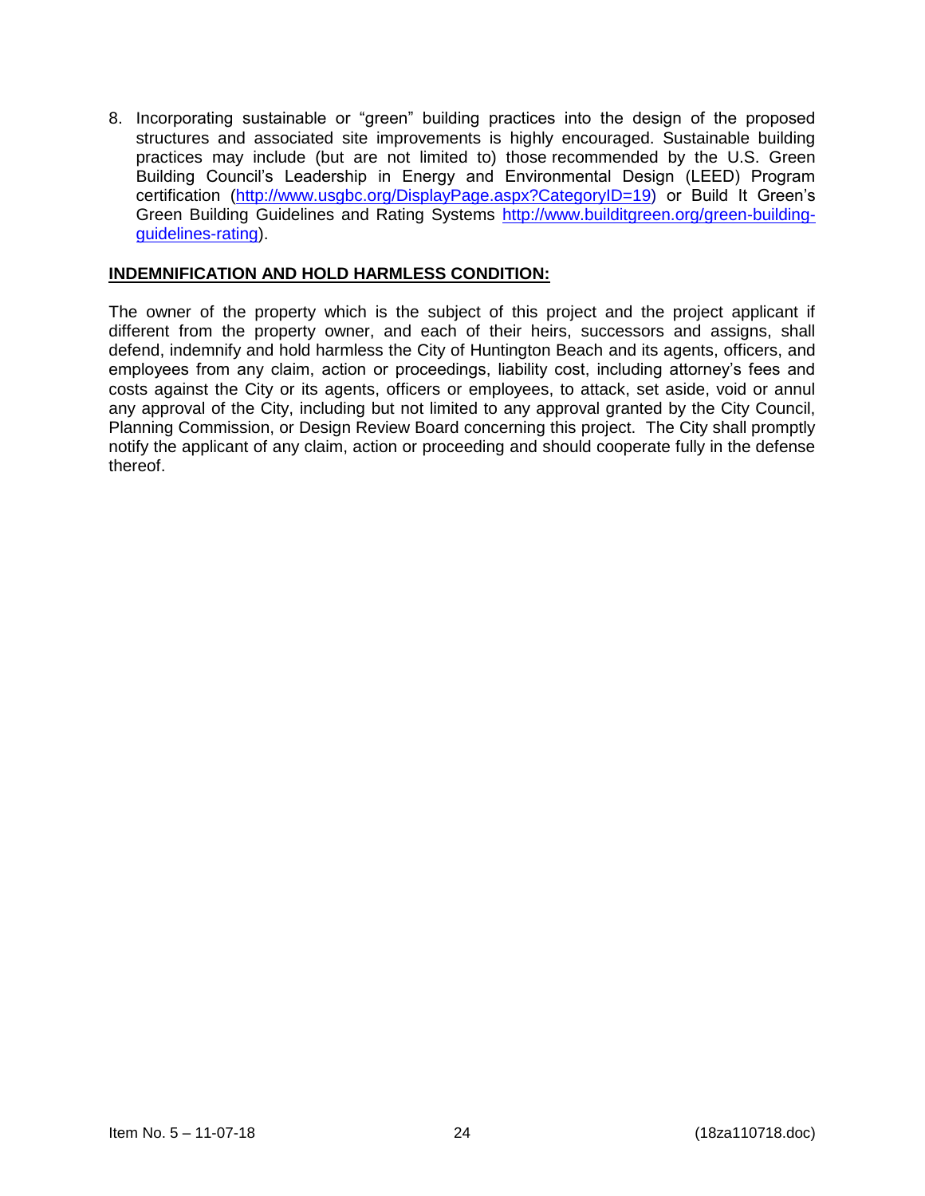8. Incorporating sustainable or "green" building practices into the design of the proposed structures and associated site improvements is highly encouraged. Sustainable building practices may include (but are not limited to) those recommended by the U.S. Green Building Council's Leadership in Energy and Environmental Design (LEED) Program certification (http://www.usgbc.org/DisplayPage.aspx?CategoryID=19) or Build It Green's Green Building Guidelines and Rating Systems http://www.builditgreen.org/green-building-guidelines-rating).

**INDEMNIFICATION AND HOLD HARMLESS CONDITION:**

The owner of the property which is the subject of this project and the project applicant if different from the property owner, and each of their heirs, successors and assigns, shall defend, indemnify and hold harmless the City of Huntington Beach and its agents, officers, and employees from any claim, action or proceedings, liability cost, including attorney's fees and costs against the City or its agents, officers or employees, to attack, set aside, void or annul any approval of the City, including but not limited to any approval granted by the City Council, Planning Commission, or Design Review Board concerning this project. The City shall promptly notify the applicant of any claim, action or proceeding and should cooperate fully in the defense thereof.